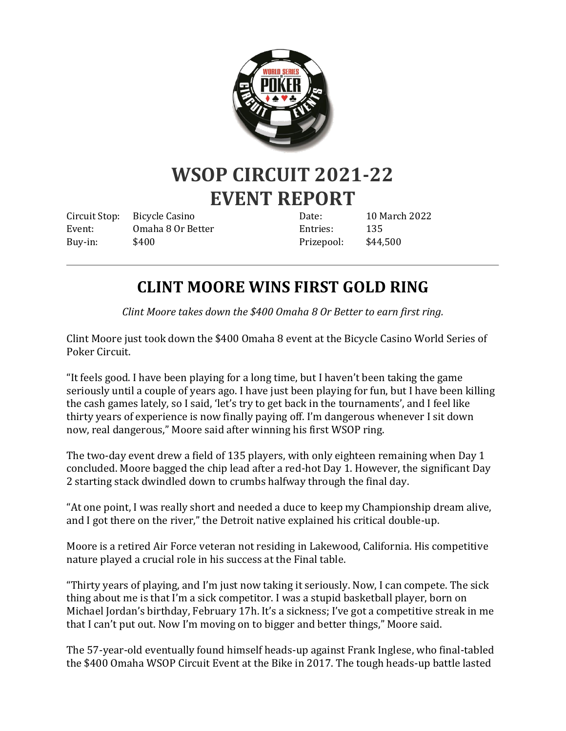# WSOP CIRCUIT 2021-22 EVENT REPORT

| | | | |
|---|---|---|---|
| Circuit Stop: | Bicycle Casino | Date: | 10 March 2022 |
| Event: | Omaha 8 Or Better | Entries: | 135 |
| Buy-in: | $400 | Prizepool: | $44,500 |

---

## CLINT MOORE WINS FIRST GOLD RING

*Clint Moore takes down the $400 Omaha 8 Or Better to earn first ring.*

Clint Moore just took down the $400 Omaha 8 event at the Bicycle Casino World Series of Poker Circuit.

"It feels good. I have been playing for a long time, but I haven't been taking the game seriously until a couple of years ago. I have just been playing for fun, but I have been killing the cash games lately, so I said, 'let's try to get back in the tournaments', and I feel like thirty years of experience is now finally paying off. I'm dangerous whenever I sit down now, real dangerous," Moore said after winning his first WSOP ring.

The two-day event drew a field of 135 players, with only eighteen remaining when Day 1 concluded. Moore bagged the chip lead after a red-hot Day 1. However, the significant Day 2 starting stack dwindled down to crumbs halfway through the final day.

"At one point, I was really short and needed a duce to keep my Championship dream alive, and I got there on the river," the Detroit native explained his critical double-up.

Moore is a retired Air Force veteran not residing in Lakewood, California. His competitive nature played a crucial role in his success at the Final table.

"Thirty years of playing, and I'm just now taking it seriously. Now, I can compete. The sick thing about me is that I'm a sick competitor. I was a stupid basketball player, born on Michael Jordan's birthday, February 17h. It's a sickness; I've got a competitive streak in me that I can't put out. Now I'm moving on to bigger and better things," Moore said.

The 57-year-old eventually found himself heads-up against Frank Inglese, who final-tabled the $400 Omaha WSOP Circuit Event at the Bike in 2017. The tough heads-up battle lasted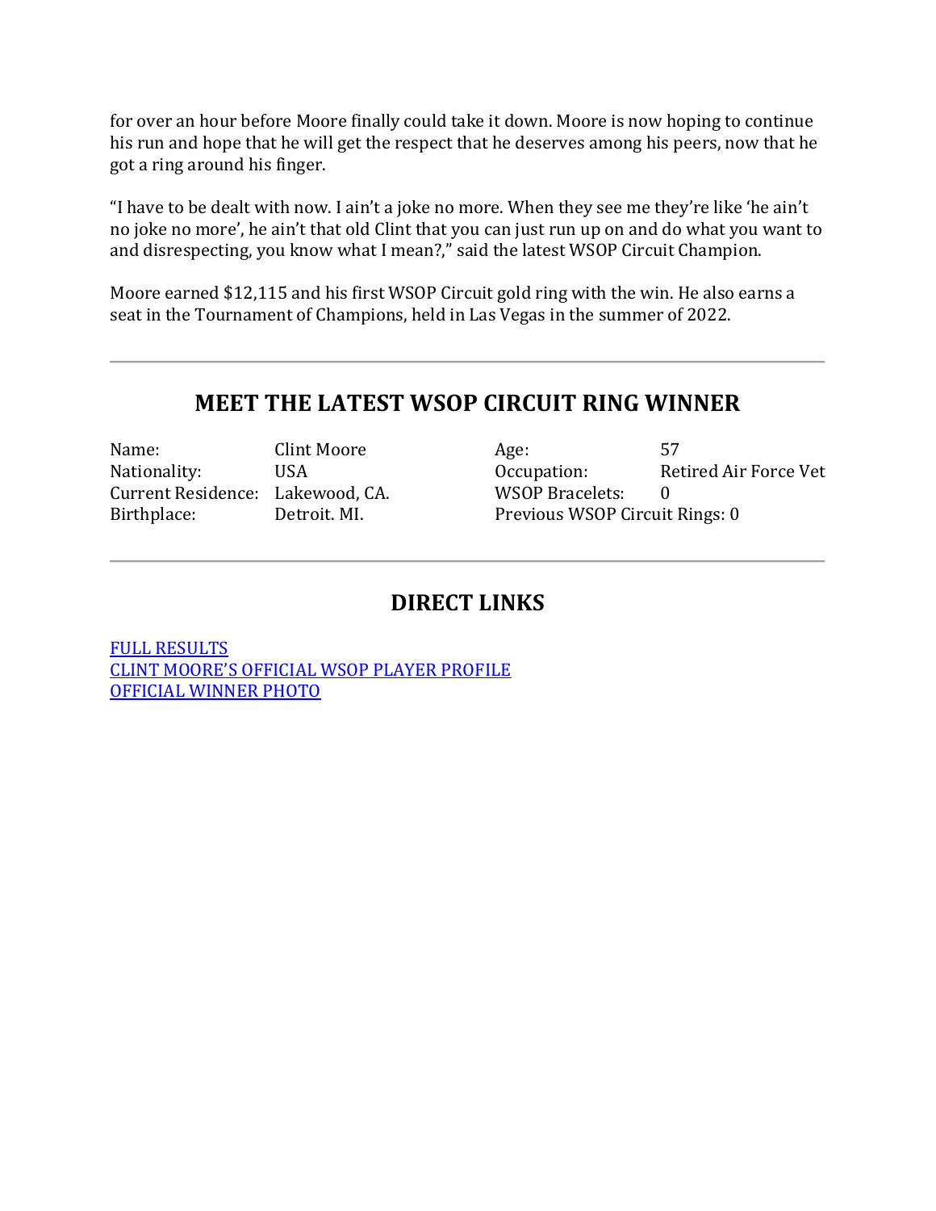for over an hour before Moore finally could take it down. Moore is now hoping to continue his run and hope that he will get the respect that he deserves among his peers, now that he got a ring around his finger.

"I have to be dealt with now. I ain't a joke no more. When they see me they're like 'he ain't no joke no more', he ain't that old Clint that you can just run up on and do what you want to and disrespecting, you know what I mean?," said the latest WSOP Circuit Champion.

Moore earned $12,115 and his first WSOP Circuit gold ring with the win. He also earns a seat in the Tournament of Champions, held in Las Vegas in the summer of 2022.

---

## MEET THE LATEST WSOP CIRCUIT RING WINNER

| | | | |
|---|---|---|---|
| Name: | Clint Moore | Age: | 57 |
| Nationality: | USA | Occupation: | Retired Air Force Vet |
| Current Residence: | Lakewood, CA. | WSOP Bracelets: | 0 |
| Birthplace: | Detroit. MI. | Previous WSOP Circuit Rings: | 0 |

---

## DIRECT LINKS

FULL RESULTS
CLINT MOORE'S OFFICIAL WSOP PLAYER PROFILE
OFFICIAL WINNER PHOTO